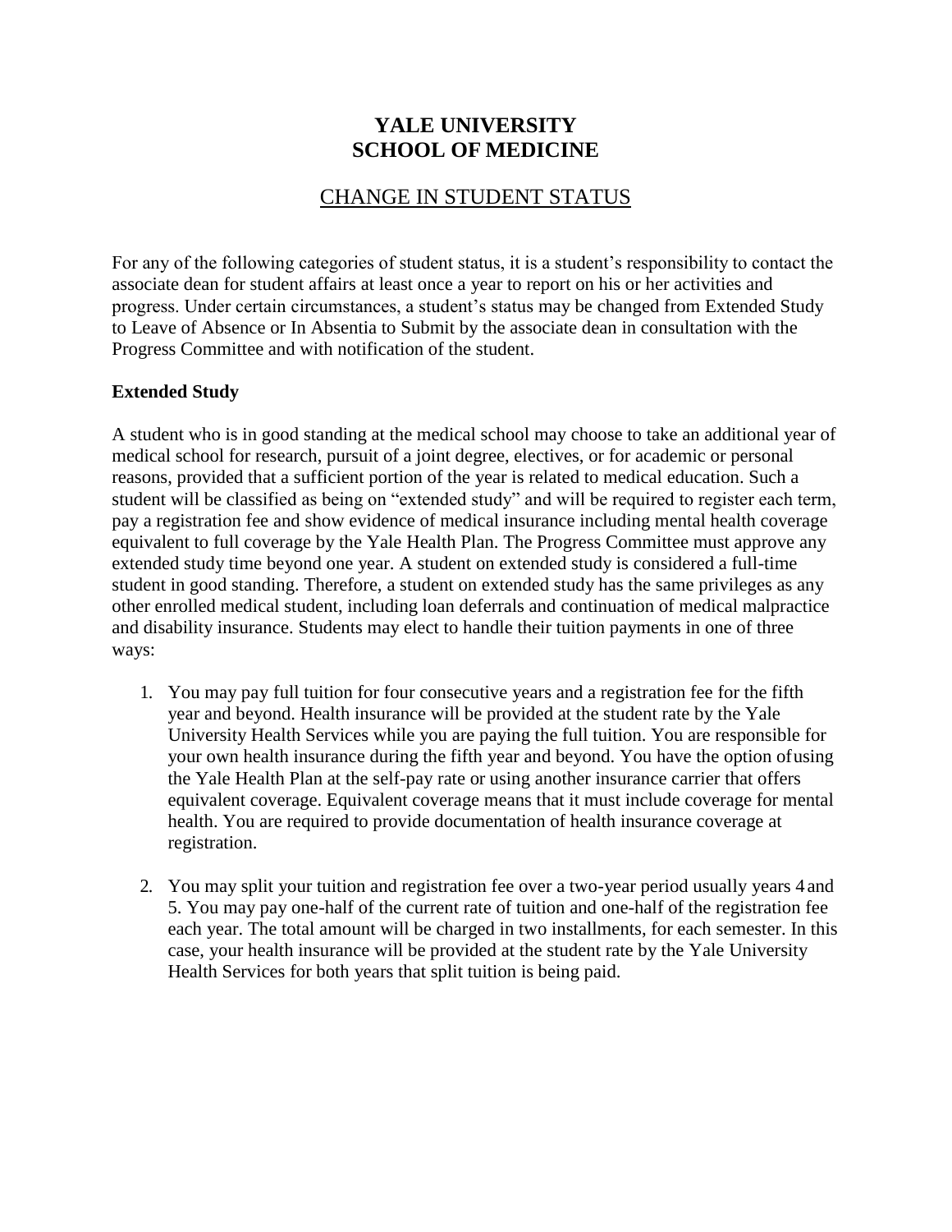# YALE UNIVERSITY
# SCHOOL OF MEDICINE

## CHANGE IN STUDENT STATUS

For any of the following categories of student status, it is a student's responsibility to contact the associate dean for student affairs at least once a year to report on his or her activities and progress. Under certain circumstances, a student's status may be changed from Extended Study to Leave of Absence or In Absentia to Submit by the associate dean in consultation with the Progress Committee and with notification of the student.

### Extended Study

A student who is in good standing at the medical school may choose to take an additional year of medical school for research, pursuit of a joint degree, electives, or for academic or personal reasons, provided that a sufficient portion of the year is related to medical education. Such a student will be classified as being on "extended study" and will be required to register each term, pay a registration fee and show evidence of medical insurance including mental health coverage equivalent to full coverage by the Yale Health Plan. The Progress Committee must approve any extended study time beyond one year. A student on extended study is considered a full-time student in good standing. Therefore, a student on extended study has the same privileges as any other enrolled medical student, including loan deferrals and continuation of medical malpractice and disability insurance. Students may elect to handle their tuition payments in one of three ways:

1. You may pay full tuition for four consecutive years and a registration fee for the fifth year and beyond. Health insurance will be provided at the student rate by the Yale University Health Services while you are paying the full tuition. You are responsible for your own health insurance during the fifth year and beyond. You have the option of using the Yale Health Plan at the self-pay rate or using another insurance carrier that offers equivalent coverage. Equivalent coverage means that it must include coverage for mental health. You are required to provide documentation of health insurance coverage at registration.

2. You may split your tuition and registration fee over a two-year period usually years 4 and 5. You may pay one-half of the current rate of tuition and one-half of the registration fee each year. The total amount will be charged in two installments, for each semester. In this case, your health insurance will be provided at the student rate by the Yale University Health Services for both years that split tuition is being paid.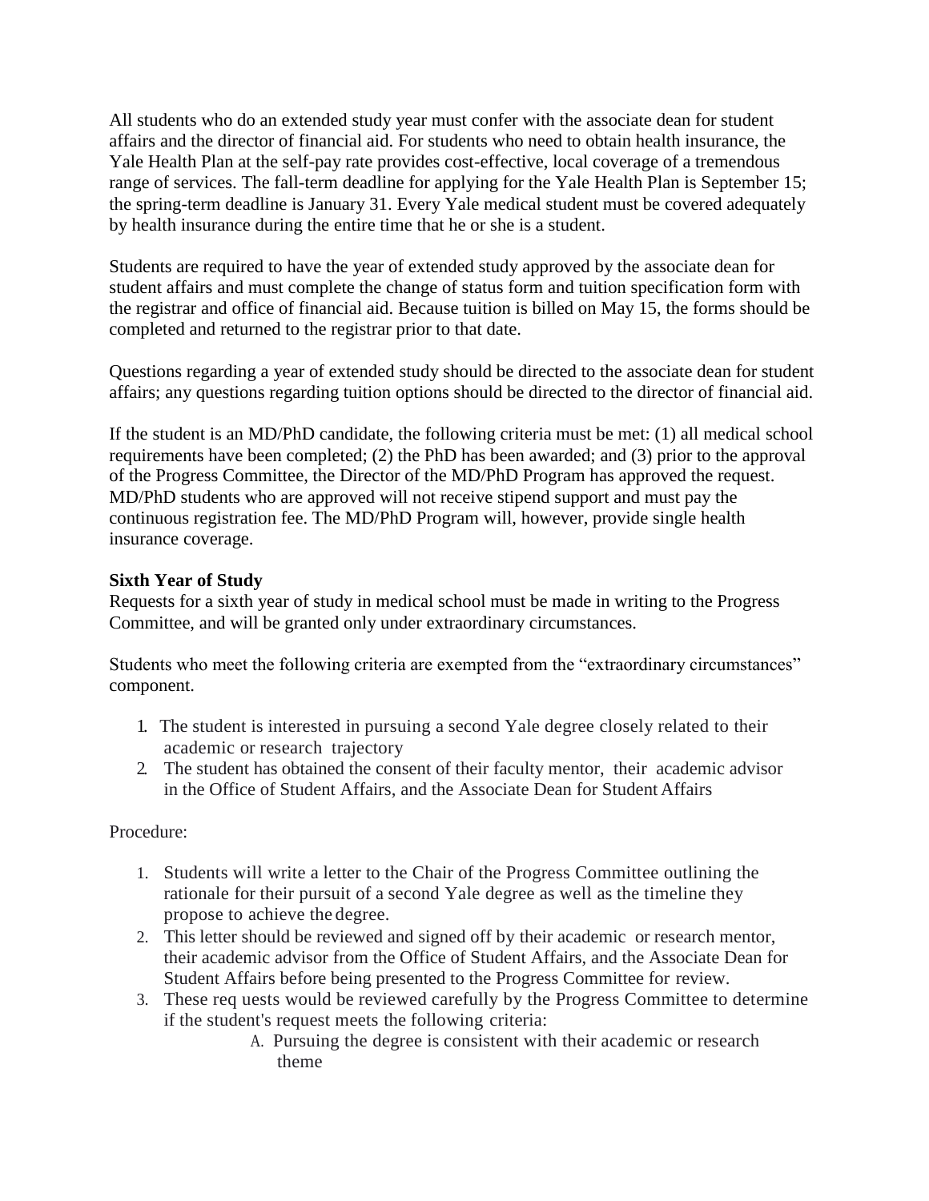All students who do an extended study year must confer with the associate dean for student affairs and the director of financial aid. For students who need to obtain health insurance, the Yale Health Plan at the self-pay rate provides cost-effective, local coverage of a tremendous range of services. The fall-term deadline for applying for the Yale Health Plan is September 15; the spring-term deadline is January 31. Every Yale medical student must be covered adequately by health insurance during the entire time that he or she is a student.

Students are required to have the year of extended study approved by the associate dean for student affairs and must complete the change of status form and tuition specification form with the registrar and office of financial aid. Because tuition is billed on May 15, the forms should be completed and returned to the registrar prior to that date.

Questions regarding a year of extended study should be directed to the associate dean for student affairs; any questions regarding tuition options should be directed to the director of financial aid.

If the student is an MD/PhD candidate, the following criteria must be met: (1) all medical school requirements have been completed; (2) the PhD has been awarded; and (3) prior to the approval of the Progress Committee, the Director of the MD/PhD Program has approved the request. MD/PhD students who are approved will not receive stipend support and must pay the continuous registration fee. The MD/PhD Program will, however, provide single health insurance coverage.

**Sixth Year of Study**

Requests for a sixth year of study in medical school must be made in writing to the Progress Committee, and will be granted only under extraordinary circumstances.

Students who meet the following criteria are exempted from the "extraordinary circumstances" component.

1. The student is interested in pursuing a second Yale degree closely related to their academic or research trajectory
2. The student has obtained the consent of their faculty mentor, their academic advisor in the Office of Student Affairs, and the Associate Dean for Student Affairs

Procedure:

1. Students will write a letter to the Chair of the Progress Committee outlining the rationale for their pursuit of a second Yale degree as well as the timeline they propose to achieve the degree.
2. This letter should be reviewed and signed off by their academic or research mentor, their academic advisor from the Office of Student Affairs, and the Associate Dean for Student Affairs before being presented to the Progress Committee for review.
3. These req uests would be reviewed carefully by the Progress Committee to determine if the student's request meets the following criteria:
   A. Pursuing the degree is consistent with their academic or research theme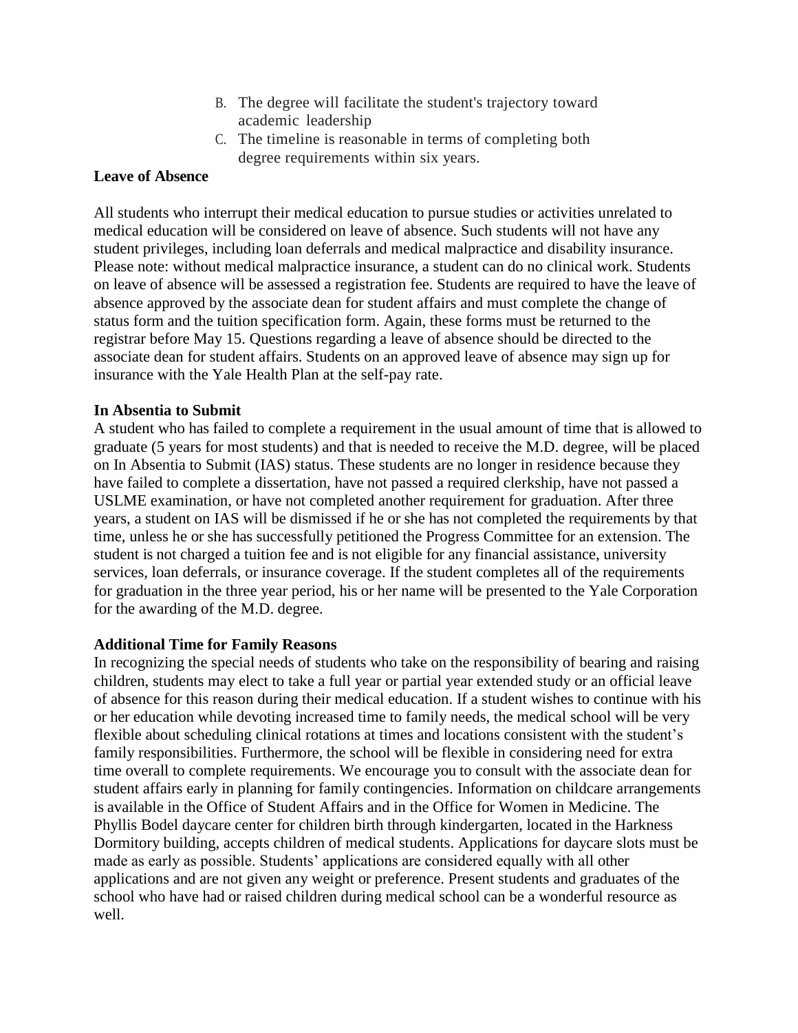B. The degree will facilitate the student's trajectory toward academic leadership
C. The timeline is reasonable in terms of completing both degree requirements within six years.

**Leave of Absence**

All students who interrupt their medical education to pursue studies or activities unrelated to medical education will be considered on leave of absence. Such students will not have any student privileges, including loan deferrals and medical malpractice and disability insurance. Please note: without medical malpractice insurance, a student can do no clinical work. Students on leave of absence will be assessed a registration fee. Students are required to have the leave of absence approved by the associate dean for student affairs and must complete the change of status form and the tuition specification form. Again, these forms must be returned to the registrar before May 15. Questions regarding a leave of absence should be directed to the associate dean for student affairs. Students on an approved leave of absence may sign up for insurance with the Yale Health Plan at the self-pay rate.

**In Absentia to Submit**

A student who has failed to complete a requirement in the usual amount of time that is allowed to graduate (5 years for most students) and that is needed to receive the M.D. degree, will be placed on In Absentia to Submit (IAS) status. These students are no longer in residence because they have failed to complete a dissertation, have not passed a required clerkship, have not passed a USLME examination, or have not completed another requirement for graduation. After three years, a student on IAS will be dismissed if he or she has not completed the requirements by that time, unless he or she has successfully petitioned the Progress Committee for an extension. The student is not charged a tuition fee and is not eligible for any financial assistance, university services, loan deferrals, or insurance coverage. If the student completes all of the requirements for graduation in the three year period, his or her name will be presented to the Yale Corporation for the awarding of the M.D. degree.

**Additional Time for Family Reasons**

In recognizing the special needs of students who take on the responsibility of bearing and raising children, students may elect to take a full year or partial year extended study or an official leave of absence for this reason during their medical education. If a student wishes to continue with his or her education while devoting increased time to family needs, the medical school will be very flexible about scheduling clinical rotations at times and locations consistent with the student's family responsibilities. Furthermore, the school will be flexible in considering need for extra time overall to complete requirements. We encourage you to consult with the associate dean for student affairs early in planning for family contingencies. Information on childcare arrangements is available in the Office of Student Affairs and in the Office for Women in Medicine. The Phyllis Bodel daycare center for children birth through kindergarten, located in the Harkness Dormitory building, accepts children of medical students. Applications for daycare slots must be made as early as possible. Students' applications are considered equally with all other applications and are not given any weight or preference. Present students and graduates of the school who have had or raised children during medical school can be a wonderful resource as well.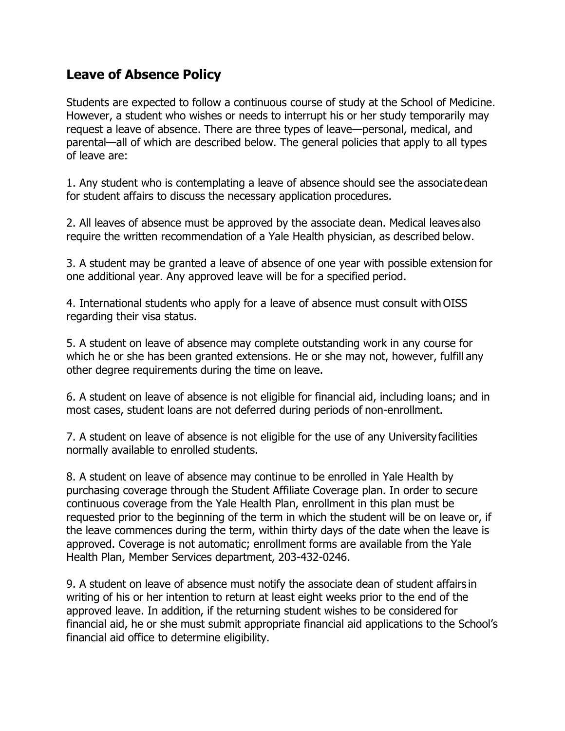## Leave of Absence Policy

Students are expected to follow a continuous course of study at the School of Medicine. However, a student who wishes or needs to interrupt his or her study temporarily may request a leave of absence. There are three types of leave—personal, medical, and parental—all of which are described below. The general policies that apply to all types of leave are:

1. Any student who is contemplating a leave of absence should see the associate dean for student affairs to discuss the necessary application procedures.

2. All leaves of absence must be approved by the associate dean. Medical leaves also require the written recommendation of a Yale Health physician, as described below.

3. A student may be granted a leave of absence of one year with possible extension for one additional year. Any approved leave will be for a specified period.

4. International students who apply for a leave of absence must consult with OISS regarding their visa status.

5. A student on leave of absence may complete outstanding work in any course for which he or she has been granted extensions. He or she may not, however, fulfill any other degree requirements during the time on leave.

6. A student on leave of absence is not eligible for financial aid, including loans; and in most cases, student loans are not deferred during periods of non-enrollment.

7. A student on leave of absence is not eligible for the use of any University facilities normally available to enrolled students.

8. A student on leave of absence may continue to be enrolled in Yale Health by purchasing coverage through the Student Affiliate Coverage plan. In order to secure continuous coverage from the Yale Health Plan, enrollment in this plan must be requested prior to the beginning of the term in which the student will be on leave or, if the leave commences during the term, within thirty days of the date when the leave is approved. Coverage is not automatic; enrollment forms are available from the Yale Health Plan, Member Services department, 203-432-0246.

9. A student on leave of absence must notify the associate dean of student affairs in writing of his or her intention to return at least eight weeks prior to the end of the approved leave. In addition, if the returning student wishes to be considered for financial aid, he or she must submit appropriate financial aid applications to the School's financial aid office to determine eligibility.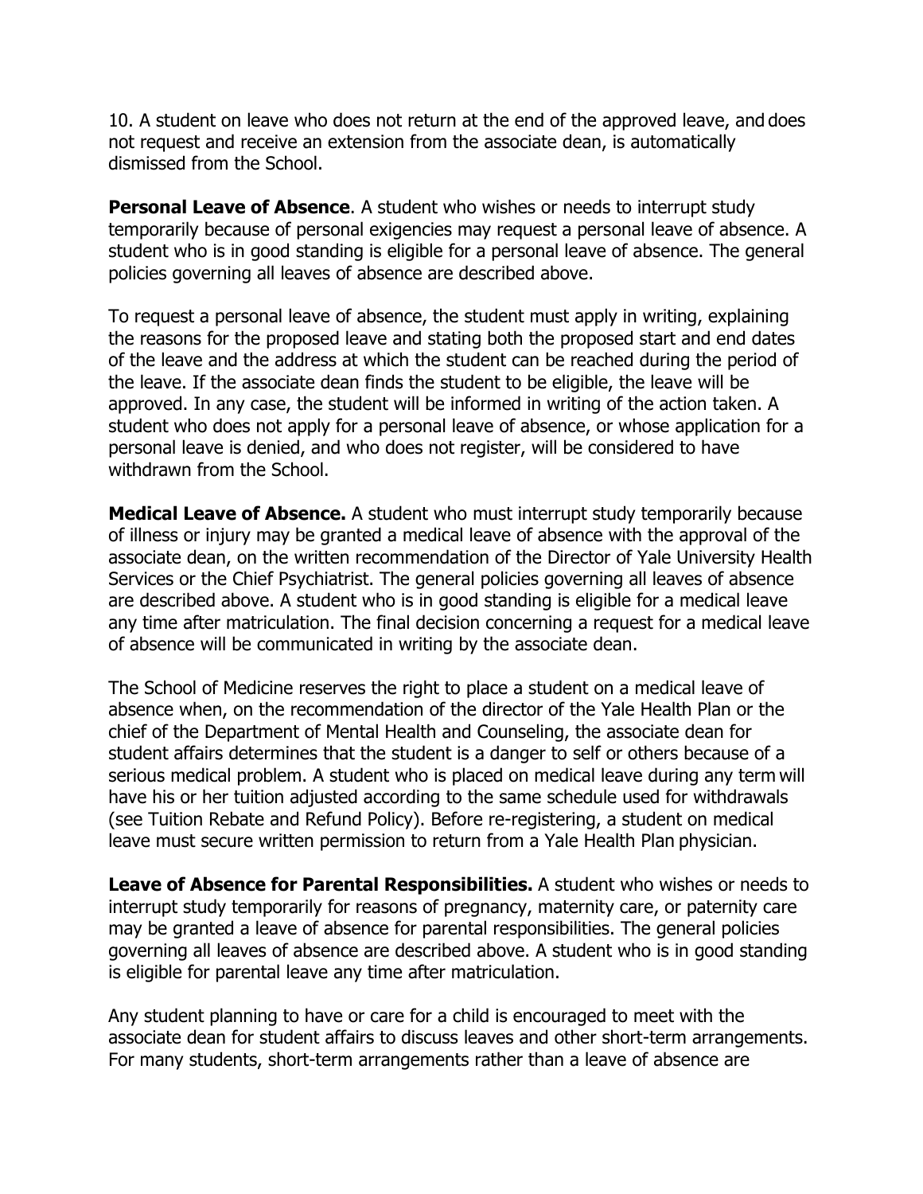10. A student on leave who does not return at the end of the approved leave, and does not request and receive an extension from the associate dean, is automatically dismissed from the School.

**Personal Leave of Absence**. A student who wishes or needs to interrupt study temporarily because of personal exigencies may request a personal leave of absence. A student who is in good standing is eligible for a personal leave of absence. The general policies governing all leaves of absence are described above.

To request a personal leave of absence, the student must apply in writing, explaining the reasons for the proposed leave and stating both the proposed start and end dates of the leave and the address at which the student can be reached during the period of the leave. If the associate dean finds the student to be eligible, the leave will be approved. In any case, the student will be informed in writing of the action taken. A student who does not apply for a personal leave of absence, or whose application for a personal leave is denied, and who does not register, will be considered to have withdrawn from the School.

**Medical Leave of Absence.** A student who must interrupt study temporarily because of illness or injury may be granted a medical leave of absence with the approval of the associate dean, on the written recommendation of the Director of Yale University Health Services or the Chief Psychiatrist. The general policies governing all leaves of absence are described above. A student who is in good standing is eligible for a medical leave any time after matriculation. The final decision concerning a request for a medical leave of absence will be communicated in writing by the associate dean.

The School of Medicine reserves the right to place a student on a medical leave of absence when, on the recommendation of the director of the Yale Health Plan or the chief of the Department of Mental Health and Counseling, the associate dean for student affairs determines that the student is a danger to self or others because of a serious medical problem. A student who is placed on medical leave during any term will have his or her tuition adjusted according to the same schedule used for withdrawals (see Tuition Rebate and Refund Policy). Before re-registering, a student on medical leave must secure written permission to return from a Yale Health Plan physician.

**Leave of Absence for Parental Responsibilities.** A student who wishes or needs to interrupt study temporarily for reasons of pregnancy, maternity care, or paternity care may be granted a leave of absence for parental responsibilities. The general policies governing all leaves of absence are described above. A student who is in good standing is eligible for parental leave any time after matriculation.

Any student planning to have or care for a child is encouraged to meet with the associate dean for student affairs to discuss leaves and other short-term arrangements. For many students, short-term arrangements rather than a leave of absence are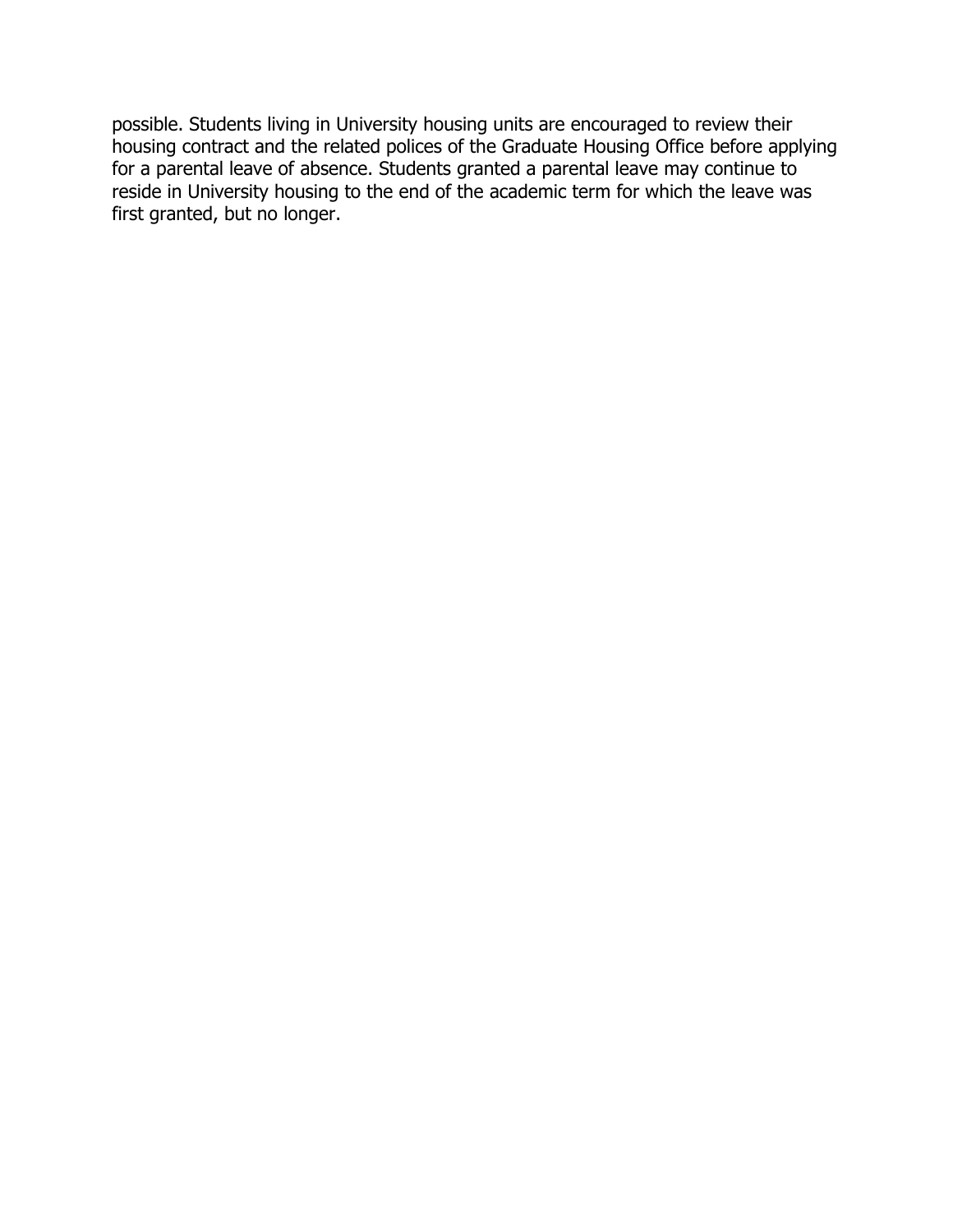possible. Students living in University housing units are encouraged to review their housing contract and the related polices of the Graduate Housing Office before applying for a parental leave of absence. Students granted a parental leave may continue to reside in University housing to the end of the academic term for which the leave was first granted, but no longer.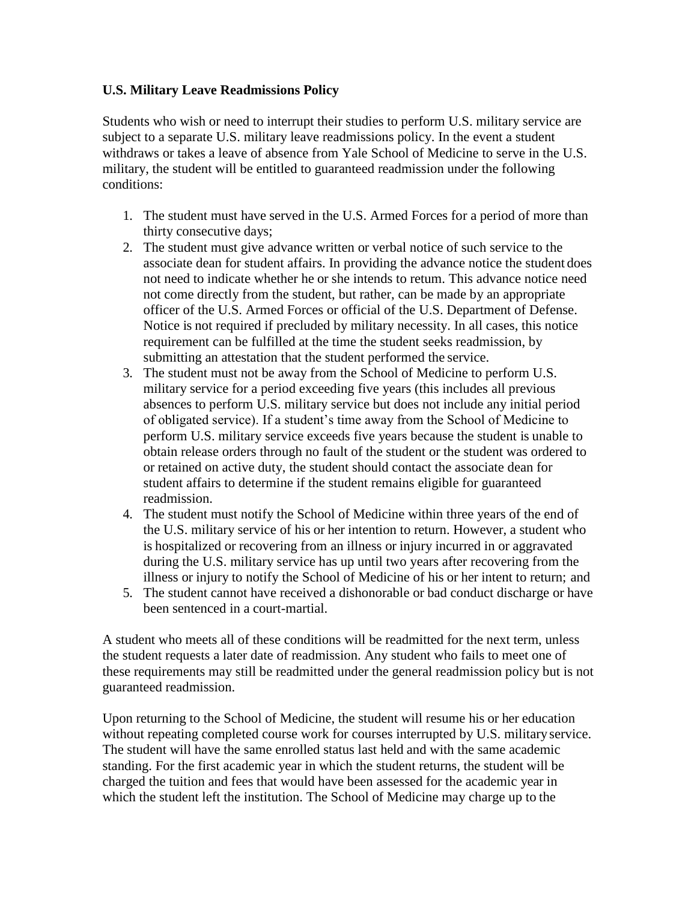**U.S. Military Leave Readmissions Policy**

Students who wish or need to interrupt their studies to perform U.S. military service are subject to a separate U.S. military leave readmissions policy. In the event a student withdraws or takes a leave of absence from Yale School of Medicine to serve in the U.S. military, the student will be entitled to guaranteed readmission under the following conditions:

1. The student must have served in the U.S. Armed Forces for a period of more than thirty consecutive days;
2. The student must give advance written or verbal notice of such service to the associate dean for student affairs. In providing the advance notice the student does not need to indicate whether he or she intends to return. This advance notice need not come directly from the student, but rather, can be made by an appropriate officer of the U.S. Armed Forces or official of the U.S. Department of Defense. Notice is not required if precluded by military necessity. In all cases, this notice requirement can be fulfilled at the time the student seeks readmission, by submitting an attestation that the student performed the service.
3. The student must not be away from the School of Medicine to perform U.S. military service for a period exceeding five years (this includes all previous absences to perform U.S. military service but does not include any initial period of obligated service). If a student's time away from the School of Medicine to perform U.S. military service exceeds five years because the student is unable to obtain release orders through no fault of the student or the student was ordered to or retained on active duty, the student should contact the associate dean for student affairs to determine if the student remains eligible for guaranteed readmission.
4. The student must notify the School of Medicine within three years of the end of the U.S. military service of his or her intention to return. However, a student who is hospitalized or recovering from an illness or injury incurred in or aggravated during the U.S. military service has up until two years after recovering from the illness or injury to notify the School of Medicine of his or her intent to return; and
5. The student cannot have received a dishonorable or bad conduct discharge or have been sentenced in a court-martial.

A student who meets all of these conditions will be readmitted for the next term, unless the student requests a later date of readmission. Any student who fails to meet one of these requirements may still be readmitted under the general readmission policy but is not guaranteed readmission.

Upon returning to the School of Medicine, the student will resume his or her education without repeating completed course work for courses interrupted by U.S. military service. The student will have the same enrolled status last held and with the same academic standing. For the first academic year in which the student returns, the student will be charged the tuition and fees that would have been assessed for the academic year in which the student left the institution. The School of Medicine may charge up to the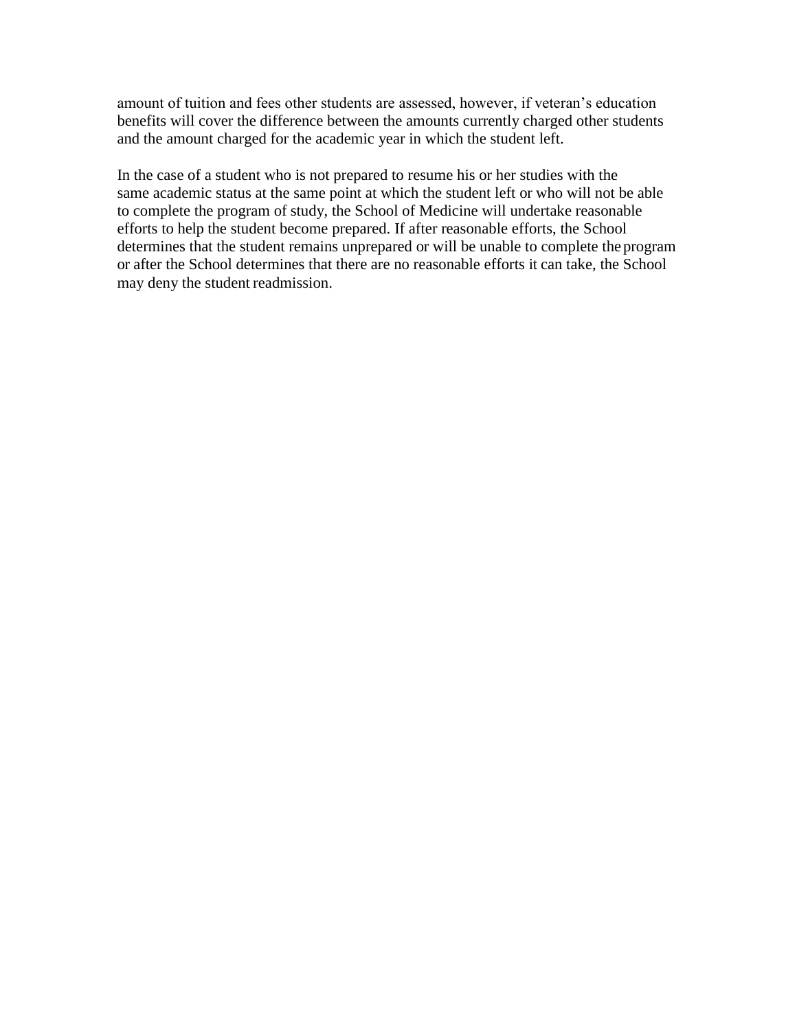amount of tuition and fees other students are assessed, however, if veteran's education benefits will cover the difference between the amounts currently charged other students and the amount charged for the academic year in which the student left.

In the case of a student who is not prepared to resume his or her studies with the same academic status at the same point at which the student left or who will not be able to complete the program of study, the School of Medicine will undertake reasonable efforts to help the student become prepared. If after reasonable efforts, the School determines that the student remains unprepared or will be unable to complete the program or after the School determines that there are no reasonable efforts it can take, the School may deny the student readmission.